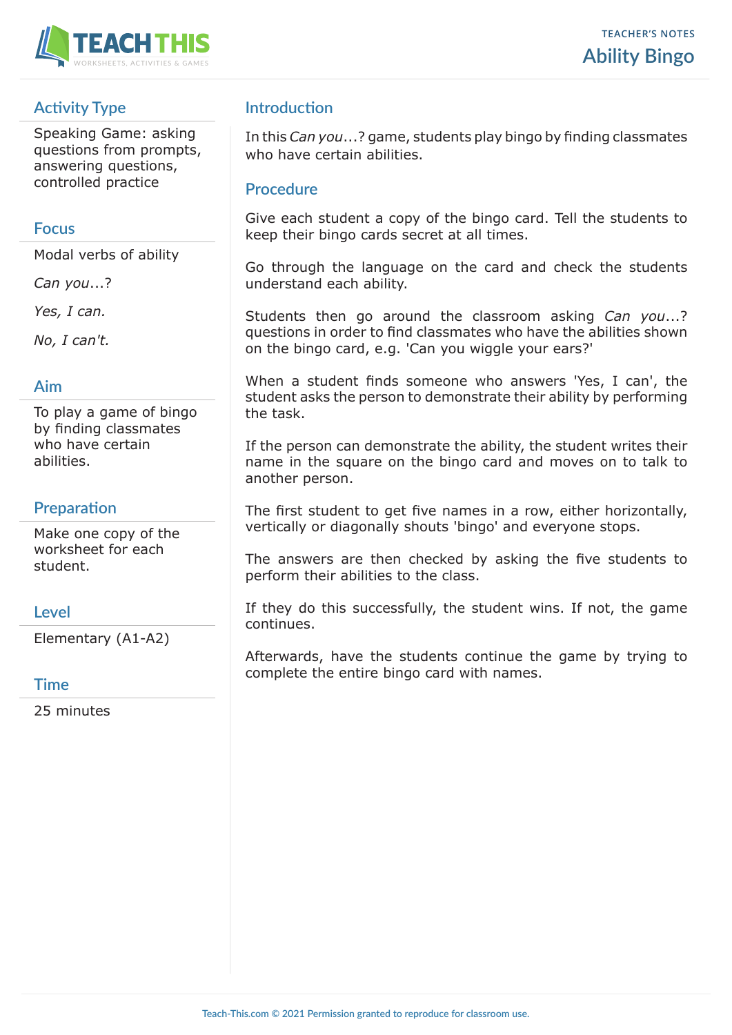# Ability Bingo

TEACHER'S NOTES

## Activity Type

Speaking Game: asking questions from prompts, answering questions, controlled practice

## Focus

Modal verbs of ability

*Can you*...?

*Yes, I can.*

*No, I can't.*

## Aim

To play a game of bingo by finding classmates who have certain abilities.

## Preparation

Make one copy of the worksheet for each student.

## Level

Elementary (A1-A2)

## Time

25 minutes

## Introduction

In this *Can you*...? game, students play bingo by finding classmates who have certain abilities.

## Procedure

Give each student a copy of the bingo card. Tell the students to keep their bingo cards secret at all times.

Go through the language on the card and check the students understand each ability.

Students then go around the classroom asking *Can you*...? questions in order to find classmates who have the abilities shown on the bingo card, e.g. 'Can you wiggle your ears?'

When a student finds someone who answers 'Yes, I can', the student asks the person to demonstrate their ability by performing the task.

If the person can demonstrate the ability, the student writes their name in the square on the bingo card and moves on to talk to another person.

The first student to get five names in a row, either horizontally, vertically or diagonally shouts 'bingo' and everyone stops.

The answers are then checked by asking the five students to perform their abilities to the class.

If they do this successfully, the student wins. If not, the game continues.

Afterwards, have the students continue the game by trying to complete the entire bingo card with names.

Teach-This.com © 2021 Permission granted to reproduce for classroom use.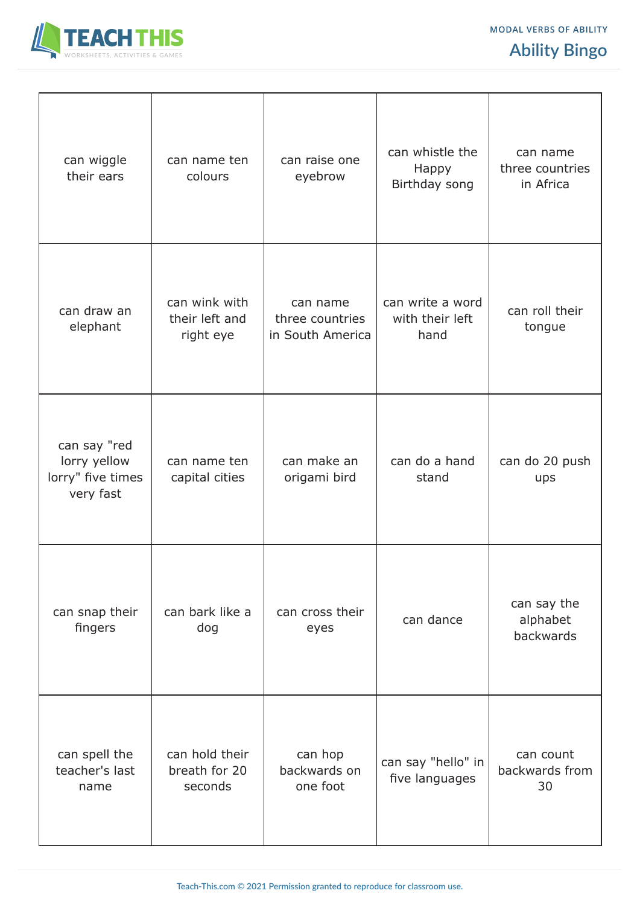MODAL VERBS OF ABILITY

# Ability Bingo

| | | | | |
|---|---|---|---|---|
| can wiggle their ears | can name ten colours | can raise one eyebrow | can whistle the Happy Birthday song | can name three countries in Africa |
| can draw an elephant | can wink with their left and right eye | can name three countries in South America | can write a word with their left hand | can roll their tongue |
| can say "red lorry yellow lorry" five times very fast | can name ten capital cities | can make an origami bird | can do a hand stand | can do 20 push ups |
| can snap their fingers | can bark like a dog | can cross their eyes | can dance | can say the alphabet backwards |
| can spell the teacher's last name | can hold their breath for 20 seconds | can hop backwards on one foot | can say "hello" in five languages | can count backwards from 30 |

Teach-This.com © 2021 Permission granted to reproduce for classroom use.